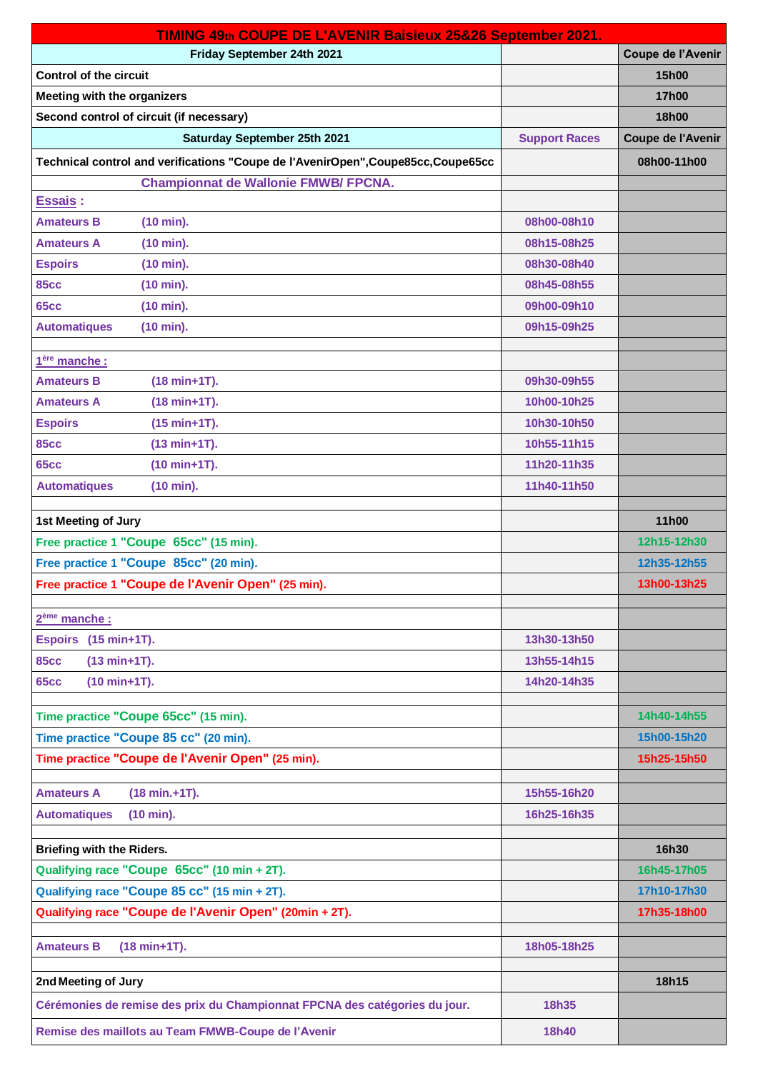| TIMING 49th COUPE DE L'AVENIR Baisieux 25&26 September 2021. | | |
|---|---|---|
| **Friday September 24th 2021** | | **Coupe de l'Avenir** |
| **Control of the circuit** | | **15h00** |
| **Meeting with the organizers** | | **17h00** |
| **Second control of circuit (if necessary)** | | **18h00** |
| **Saturday September 25th 2021** | **Support Races** | **Coupe de l'Avenir** |
| **Technical control and verifications "Coupe de l'AvenirOpen",Coupe85cc,Coupe65cc** | | **08h00-11h00** |
| **Championnat de Wallonie FMWB/ FPCNA.** | | |
| **Essais :** | | |
| Amateurs B (10 min). | 08h00-08h10 | |
| Amateurs A (10 min). | 08h15-08h25 | |
| Espoirs (10 min). | 08h30-08h40 | |
| 85cc (10 min). | 08h45-08h55 | |
| 65cc (10 min). | 09h00-09h10 | |
| Automatiques (10 min). | 09h15-09h25 | |
| | | |
| **1ère manche :** | | |
| Amateurs B (18 min+1T). | 09h30-09h55 | |
| Amateurs A (18 min+1T). | 10h00-10h25 | |
| Espoirs (15 min+1T). | 10h30-10h50 | |
| 85cc (13 min+1T). | 10h55-11h15 | |
| 65cc (10 min+1T). | 11h20-11h35 | |
| Automatiques (10 min). | 11h40-11h50 | |
| | | |
| **1st Meeting of Jury** | | **11h00** |
| Free practice 1 "Coupe 65cc" (15 min). | | 12h15-12h30 |
| Free practice 1 "Coupe 85cc" (20 min). | | 12h35-12h55 |
| Free practice 1 "Coupe de l'Avenir Open" (25 min). | | 13h00-13h25 |
| | | |
| **2ème manche :** | | |
| Espoirs (15 min+1T). | 13h30-13h50 | |
| 85cc (13 min+1T). | 13h55-14h15 | |
| 65cc (10 min+1T). | 14h20-14h35 | |
| | | |
| Time practice "Coupe 65cc" (15 min). | | 14h40-14h55 |
| Time practice "Coupe 85 cc" (20 min). | | 15h00-15h20 |
| Time practice "Coupe de l'Avenir Open" (25 min). | | 15h25-15h50 |
| | | |
| Amateurs A (18 min.+1T). | 15h55-16h20 | |
| Automatiques (10 min). | 16h25-16h35 | |
| | | |
| **Briefing with the Riders.** | | **16h30** |
| Qualifying race "Coupe 65cc" (10 min + 2T). | | 16h45-17h05 |
| Qualifying race "Coupe 85 cc" (15 min + 2T). | | 17h10-17h30 |
| Qualifying race "Coupe de l'Avenir Open" (20min + 2T). | | 17h35-18h00 |
| | | |
| Amateurs B (18 min+1T). | 18h05-18h25 | |
| | | |
| **2nd Meeting of Jury** | | **18h15** |
| Cérémonies de remise des prix du Championnat FPCNA des catégories du jour. | 18h35 | |
| Remise des maillots au Team FMWB-Coupe de l'Avenir | 18h40 | |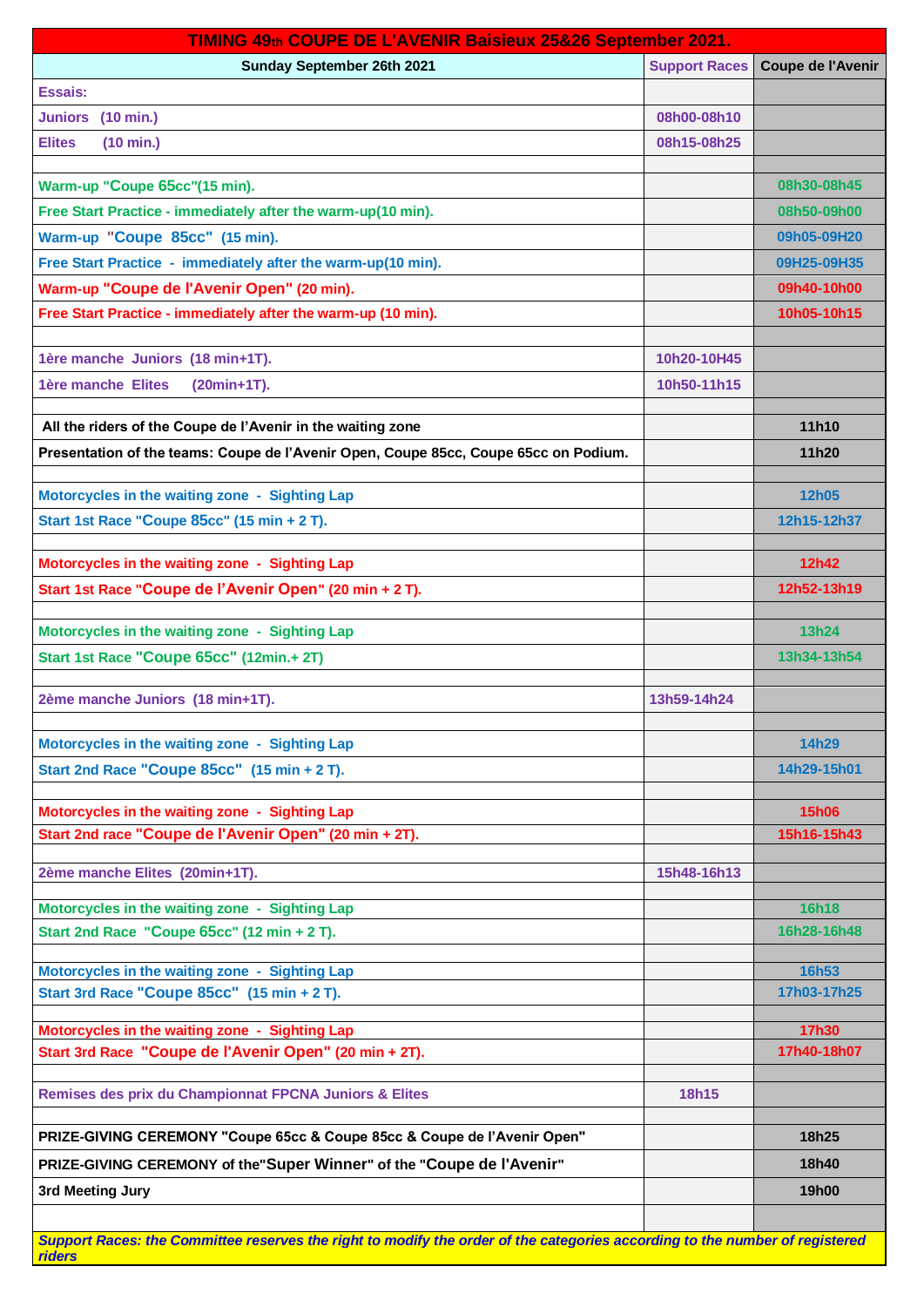| TIMING 49th COUPE DE L'AVENIR Baisieux 25&26 September 2021. | | |
|---|---|---|
| **Sunday September 26th 2021** | **Support Races** | **Coupe de l'Avenir** |
| **Essais:** | | |
| **Juniors (10 min.)** | 08h00-08h10 | |
| **Elites (10 min.)** | 08h15-08h25 | |
| | | |
| **Warm-up "Coupe 65cc"(15 min).** | | 08h30-08h45 |
| **Free Start Practice - immediately after the warm-up(10 min).** | | 08h50-09h00 |
| **Warm-up "Coupe 85cc" (15 min).** | | 09h05-09H20 |
| **Free Start Practice - immediately after the warm-up(10 min).** | | 09H25-09H35 |
| **Warm-up "Coupe de l'Avenir Open" (20 min).** | | 09h40-10h00 |
| **Free Start Practice - immediately after the warm-up (10 min).** | | 10h05-10h15 |
| | | |
| **1ère manche Juniors (18 min+1T).** | 10h20-10H45 | |
| **1ère manche Elites (20min+1T).** | 10h50-11h15 | |
| | | |
| **All the riders of the Coupe de l'Avenir in the waiting zone** | | 11h10 |
| **Presentation of the teams: Coupe de l'Avenir Open, Coupe 85cc, Coupe 65cc on Podium.** | | 11h20 |
| | | |
| **Motorcycles in the waiting zone - Sighting Lap** | | 12h05 |
| **Start 1st Race "Coupe 85cc" (15 min + 2 T).** | | 12h15-12h37 |
| | | |
| **Motorcycles in the waiting zone - Sighting Lap** | | 12h42 |
| **Start 1st Race "Coupe de l'Avenir Open" (20 min + 2 T).** | | 12h52-13h19 |
| | | |
| **Motorcycles in the waiting zone - Sighting Lap** | | 13h24 |
| **Start 1st Race "Coupe 65cc" (12min.+ 2T)** | | 13h34-13h54 |
| | | |
| **2ème manche Juniors (18 min+1T).** | 13h59-14h24 | |
| | | |
| **Motorcycles in the waiting zone - Sighting Lap** | | 14h29 |
| **Start 2nd Race "Coupe 85cc" (15 min + 2 T).** | | 14h29-15h01 |
| | | |
| **Motorcycles in the waiting zone - Sighting Lap** | | 15h06 |
| **Start 2nd race "Coupe de l'Avenir Open" (20 min + 2T).** | | 15h16-15h43 |
| | | |
| **2ème manche Elites (20min+1T).** | 15h48-16h13 | |
| | | |
| **Motorcycles in the waiting zone - Sighting Lap** | | 16h18 |
| **Start 2nd Race "Coupe 65cc" (12 min + 2 T).** | | 16h28-16h48 |
| | | |
| **Motorcycles in the waiting zone - Sighting Lap** | | 16h53 |
| **Start 3rd Race "Coupe 85cc" (15 min + 2 T).** | | 17h03-17h25 |
| | | |
| **Motorcycles in the waiting zone - Sighting Lap** | | 17h30 |
| **Start 3rd Race "Coupe de l'Avenir Open" (20 min + 2T).** | | 17h40-18h07 |
| | | |
| **Remises des prix du Championnat FPCNA Juniors & Elites** | 18h15 | |
| | | |
| **PRIZE-GIVING CEREMONY "Coupe 65cc & Coupe 85cc & Coupe de l'Avenir Open"** | | 18h25 |
| **PRIZE-GIVING CEREMONY of the"Super Winner" of the "Coupe de l'Avenir"** | | 18h40 |
| **3rd Meeting Jury** | | 19h00 |
| | | |

***Support Races: the Committee reserves the right to modify the order of the categories according to the number of registered riders***